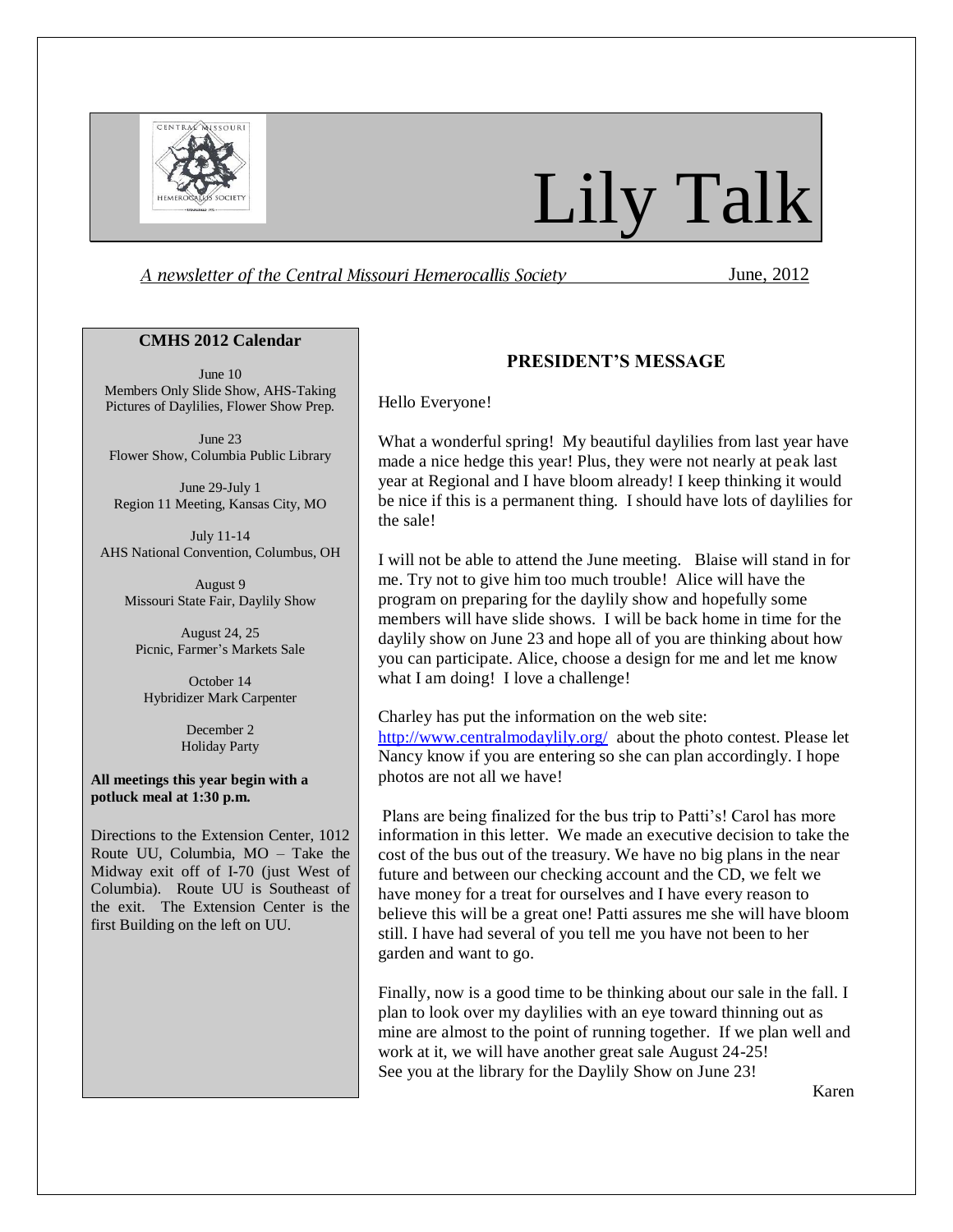# Lily Talk

*A newsletter of the Central Missouri Hemerocallis Society* June, 2012

## PRESIDENT'S MESSAGE

Hello Everyone!

What a wonderful spring! My beautiful daylilies from last year have made a nice hedge this year! Plus, they were not nearly at peak last year at Regional and I have bloom already! I keep thinking it would be nice if this is a permanent thing. I should have lots of daylilies for the sale!

I will not be able to attend the June meeting. Blaise will stand in for me. Try not to give him too much trouble! Alice will have the program on preparing for the daylily show and hopefully some members will have slide shows. I will be back home in time for the daylily show on June 23 and hope all of you are thinking about how you can participate. Alice, choose a design for me and let me know what I am doing! I love a challenge!

Charley has put the information on the web site: http://www.centralmodaylily.org/ about the photo contest. Please let Nancy know if you are entering so she can plan accordingly. I hope photos are not all we have!

Plans are being finalized for the bus trip to Patti's! Carol has more information in this letter. We made an executive decision to take the cost of the bus out of the treasury. We have no big plans in the near future and between our checking account and the CD, we felt we have money for a treat for ourselves and I have every reason to believe this will be a great one! Patti assures me she will have bloom still. I have had several of you tell me you have not been to her garden and want to go.

Finally, now is a good time to be thinking about our sale in the fall. I plan to look over my daylilies with an eye toward thinning out as mine are almost to the point of running together. If we plan well and work at it, we will have another great sale August 24-25!
See you at the library for the Daylily Show on June 23!

Karen

### CMHS 2012 Calendar

June 10
Members Only Slide Show, AHS-Taking Pictures of Daylilies, Flower Show Prep.

June 23
Flower Show, Columbia Public Library

June 29-July 1
Region 11 Meeting, Kansas City, MO

July 11-14
AHS National Convention, Columbus, OH

August 9
Missouri State Fair, Daylily Show

August 24, 25
Picnic, Farmer's Markets Sale

October 14
Hybridizer Mark Carpenter

December 2
Holiday Party

**All meetings this year begin with a potluck meal at 1:30 p.m.**

Directions to the Extension Center, 1012 Route UU, Columbia, MO – Take the Midway exit off of I-70 (just West of Columbia). Route UU is Southeast of the exit. The Extension Center is the first Building on the left on UU.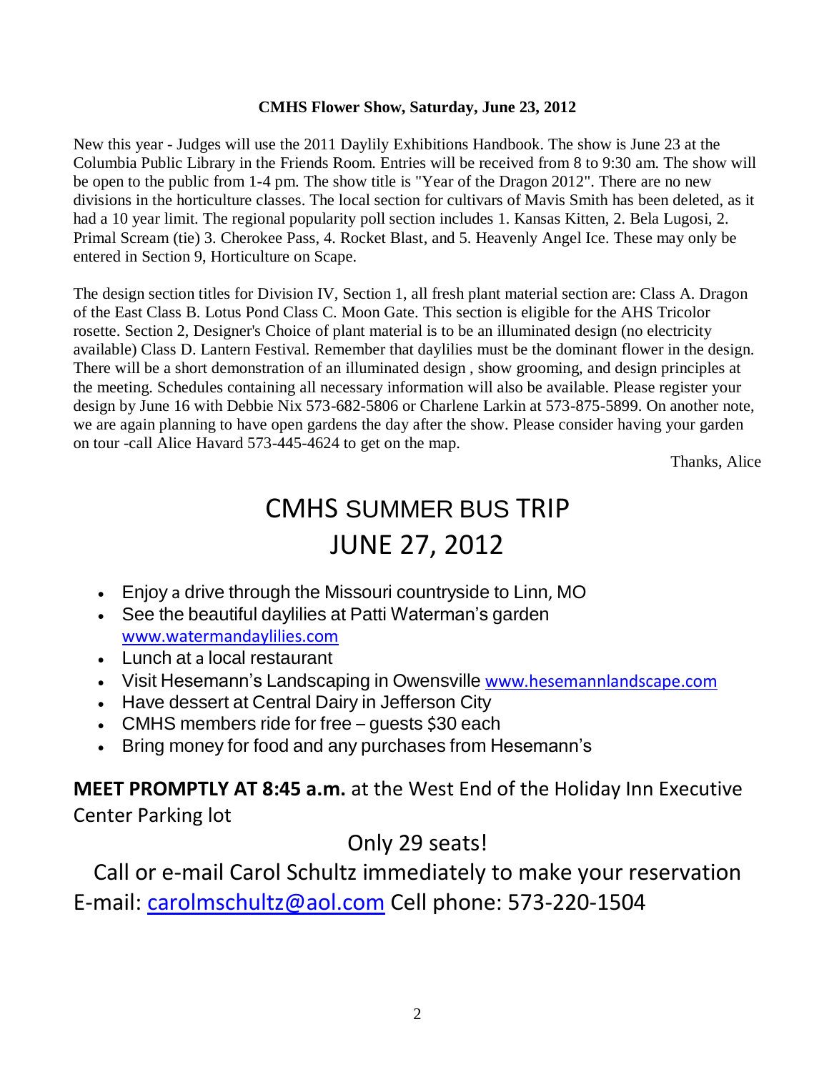**CMHS Flower Show, Saturday, June 23, 2012**

New this year - Judges will use the 2011 Daylily Exhibitions Handbook. The show is June 23 at the Columbia Public Library in the Friends Room. Entries will be received from 8 to 9:30 am. The show will be open to the public from 1-4 pm. The show title is "Year of the Dragon 2012". There are no new divisions in the horticulture classes. The local section for cultivars of Mavis Smith has been deleted, as it had a 10 year limit. The regional popularity poll section includes 1. Kansas Kitten, 2. Bela Lugosi, 2. Primal Scream (tie) 3. Cherokee Pass, 4. Rocket Blast, and 5. Heavenly Angel Ice. These may only be entered in Section 9, Horticulture on Scape.

The design section titles for Division IV, Section 1, all fresh plant material section are: Class A. Dragon of the East Class B. Lotus Pond Class C. Moon Gate. This section is eligible for the AHS Tricolor rosette. Section 2, Designer's Choice of plant material is to be an illuminated design (no electricity available) Class D. Lantern Festival. Remember that daylilies must be the dominant flower in the design. There will be a short demonstration of an illuminated design , show grooming, and design principles at the meeting. Schedules containing all necessary information will also be available. Please register your design by June 16 with Debbie Nix 573-682-5806 or Charlene Larkin at 573-875-5899. On another note, we are again planning to have open gardens the day after the show. Please consider having your garden on tour -call Alice Havard 573-445-4624 to get on the map.

Thanks, Alice

# CMHS SUMMER BUS TRIP
# JUNE 27, 2012

- Enjoy a drive through the Missouri countryside to Linn, MO
- See the beautiful daylilies at Patti Waterman's garden www.watermandaylilies.com
- Lunch at a local restaurant
- Visit Hesemann's Landscaping in Owensville www.hesemannlandscape.com
- Have dessert at Central Dairy in Jefferson City
- CMHS members ride for free – guests $30 each
- Bring money for food and any purchases from Hesemann's

**MEET PROMPTLY AT 8:45 a.m.** at the West End of the Holiday Inn Executive Center Parking lot

Only 29 seats!

Call or e-mail Carol Schultz immediately to make your reservation
E-mail: carolmschultz@aol.com Cell phone: 573-220-1504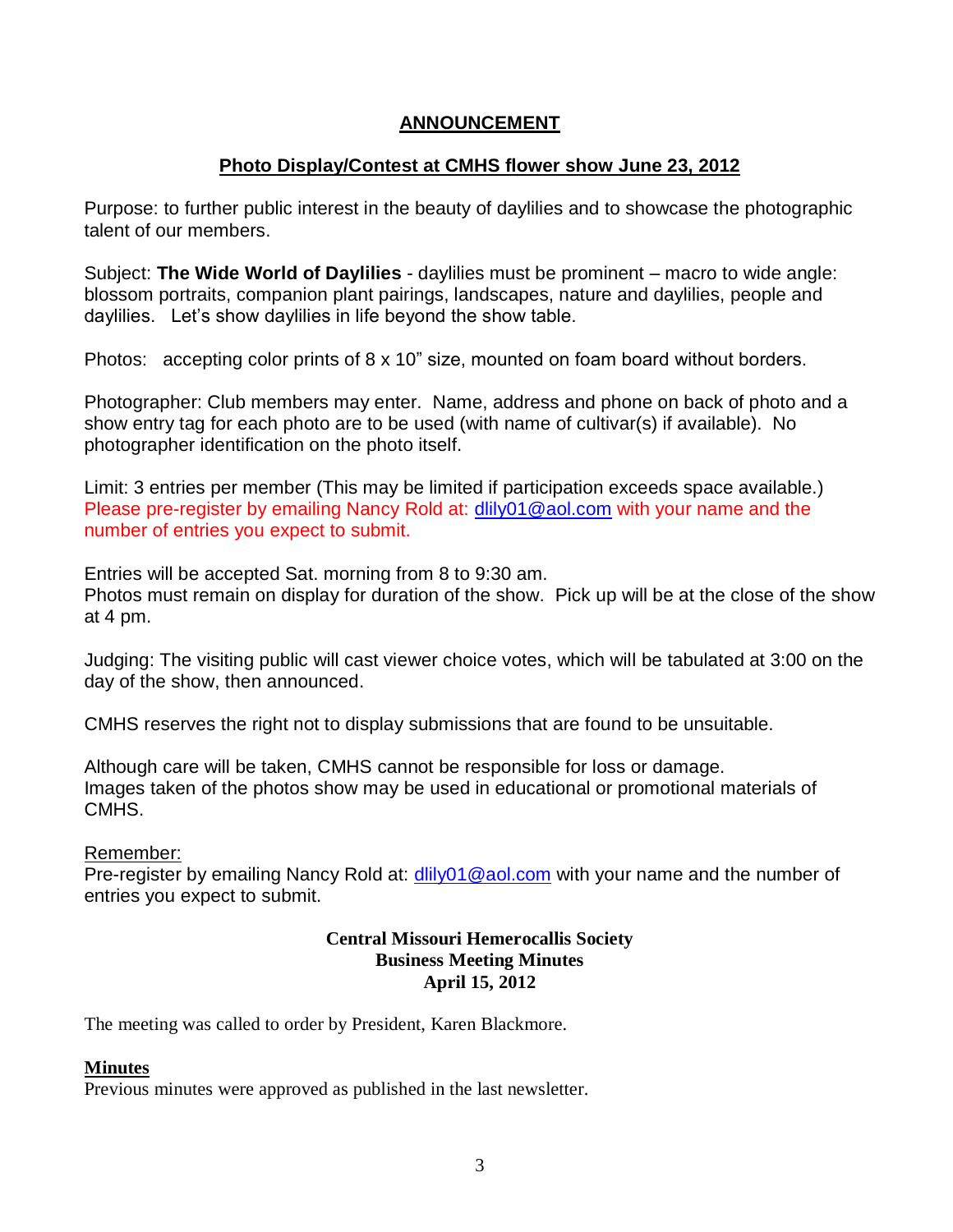## ANNOUNCEMENT

### Photo Display/Contest at CMHS flower show June 23, 2012

Purpose: to further public interest in the beauty of daylilies and to showcase the photographic talent of our members.

Subject: **The Wide World of Daylilies** - daylilies must be prominent – macro to wide angle: blossom portraits, companion plant pairings, landscapes, nature and daylilies, people and daylilies. Let's show daylilies in life beyond the show table.

Photos: accepting color prints of 8 x 10" size, mounted on foam board without borders.

Photographer: Club members may enter. Name, address and phone on back of photo and a show entry tag for each photo are to be used (with name of cultivar(s) if available). No photographer identification on the photo itself.

Limit: 3 entries per member (This may be limited if participation exceeds space available.)
Please pre-register by emailing Nancy Rold at: dlily01@aol.com with your name and the number of entries you expect to submit.

Entries will be accepted Sat. morning from 8 to 9:30 am.
Photos must remain on display for duration of the show. Pick up will be at the close of the show at 4 pm.

Judging: The visiting public will cast viewer choice votes, which will be tabulated at 3:00 on the day of the show, then announced.

CMHS reserves the right not to display submissions that are found to be unsuitable.

Although care will be taken, CMHS cannot be responsible for loss or damage.
Images taken of the photos show may be used in educational or promotional materials of CMHS.

Remember:
Pre-register by emailing Nancy Rold at: dlily01@aol.com with your name and the number of entries you expect to submit.

## Central Missouri Hemerocallis Society
## Business Meeting Minutes
## April 15, 2012

The meeting was called to order by President, Karen Blackmore.

**Minutes**
Previous minutes were approved as published in the last newsletter.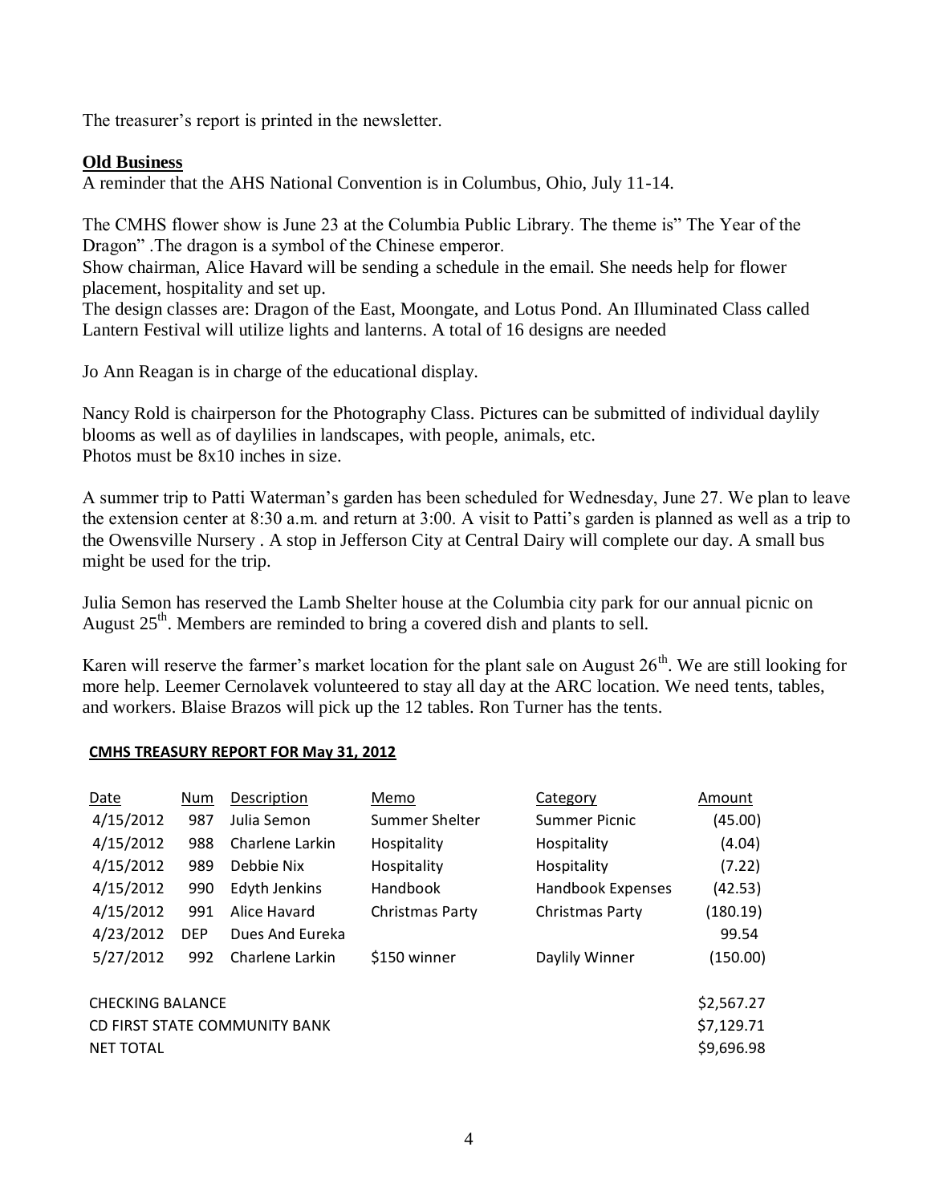The treasurer's report is printed in the newsletter.

**Old Business**

A reminder that the AHS National Convention is in Columbus, Ohio, July 11-14.

The CMHS flower show is June 23 at the Columbia Public Library. The theme is" The Year of the Dragon" .The dragon is a symbol of the Chinese emperor.
Show chairman, Alice Havard will be sending a schedule in the email. She needs help for flower placement, hospitality and set up.
The design classes are: Dragon of the East, Moongate, and Lotus Pond. An Illuminated Class called Lantern Festival will utilize lights and lanterns. A total of 16 designs are needed

Jo Ann Reagan is in charge of the educational display.

Nancy Rold is chairperson for the Photography Class. Pictures can be submitted of individual daylily blooms as well as of daylilies in landscapes, with people, animals, etc.
Photos must be 8x10 inches in size.

A summer trip to Patti Waterman's garden has been scheduled for Wednesday, June 27. We plan to leave the extension center at 8:30 a.m. and return at 3:00. A visit to Patti's garden is planned as well as a trip to the Owensville Nursery . A stop in Jefferson City at Central Dairy will complete our day. A small bus might be used for the trip.

Julia Semon has reserved the Lamb Shelter house at the Columbia city park for our annual picnic on August 25th. Members are reminded to bring a covered dish and plants to sell.

Karen will reserve the farmer's market location for the plant sale on August 26th. We are still looking for more help. Leemer Cernolavek volunteered to stay all day at the ARC location. We need tents, tables, and workers. Blaise Brazos will pick up the 12 tables. Ron Turner has the tents.

**CMHS TREASURY REPORT FOR May 31, 2012**

| Date | Num | Description | Memo | Category | Amount |
|---|---|---|---|---|---|
| 4/15/2012 | 987 | Julia Semon | Summer Shelter | Summer Picnic | (45.00) |
| 4/15/2012 | 988 | Charlene Larkin | Hospitality | Hospitality | (4.04) |
| 4/15/2012 | 989 | Debbie Nix | Hospitality | Hospitality | (7.22) |
| 4/15/2012 | 990 | Edyth Jenkins | Handbook | Handbook Expenses | (42.53) |
| 4/15/2012 | 991 | Alice Havard | Christmas Party | Christmas Party | (180.19) |
| 4/23/2012 | DEP | Dues And Eureka | | | 99.54 |
| 5/27/2012 | 992 | Charlene Larkin | $150 winner | Daylily Winner | (150.00) |
| CHECKING BALANCE | | | | | $2,567.27 |
| CD FIRST STATE COMMUNITY BANK | | | | | $7,129.71 |
| NET TOTAL | | | | | $9,696.98 |